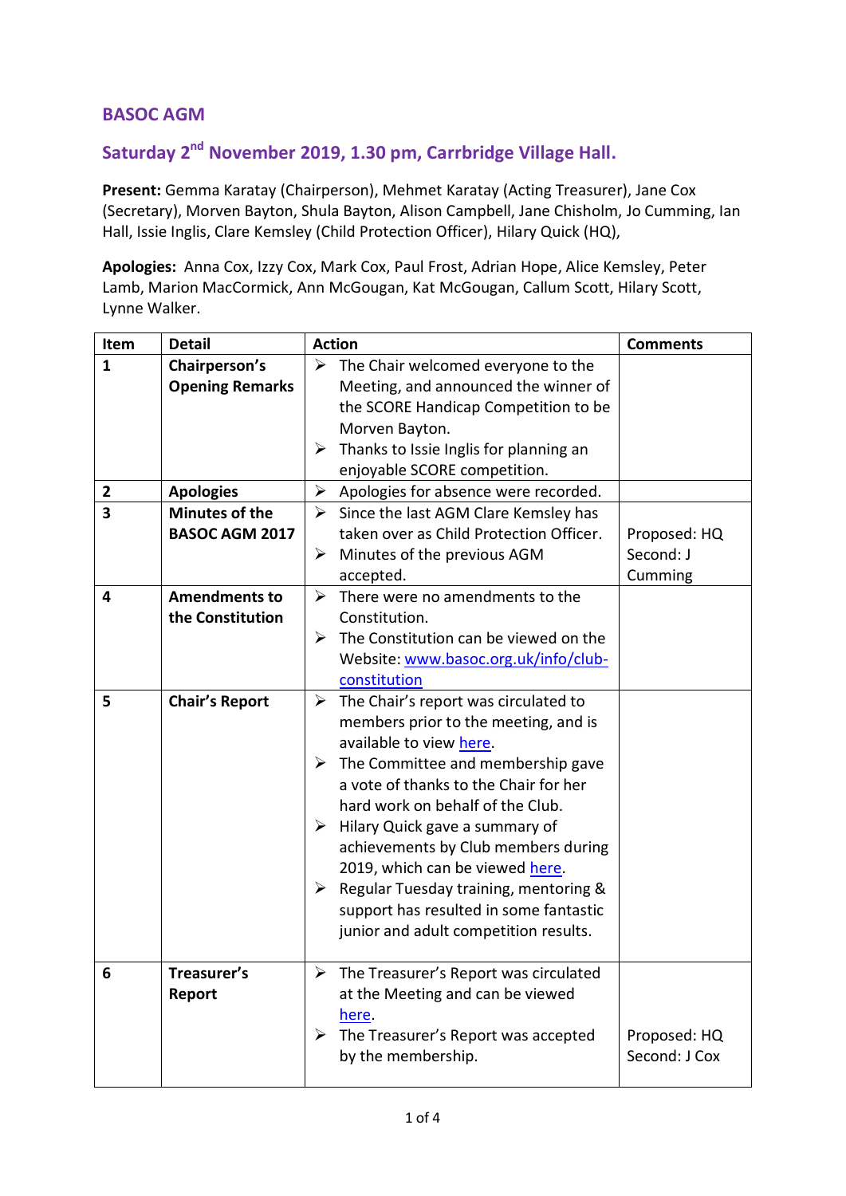## BASOC AGM

## Saturday 2nd November 2019, 1.30 pm, Carrbridge Village Hall.

**Present:** Gemma Karatay (Chairperson), Mehmet Karatay (Acting Treasurer), Jane Cox (Secretary), Morven Bayton, Shula Bayton, Alison Campbell, Jane Chisholm, Jo Cumming, Ian Hall, Issie Inglis, Clare Kemsley (Child Protection Officer), Hilary Quick (HQ),

**Apologies:** Anna Cox, Izzy Cox, Mark Cox, Paul Frost, Adrian Hope, Alice Kemsley, Peter Lamb, Marion MacCormick, Ann McGougan, Kat McGougan, Callum Scott, Hilary Scott, Lynne Walker.

| Item | Detail | Action | Comments |
|---|---|---|---|
| **1** | **Chairperson's Opening Remarks** | ➢ The Chair welcomed everyone to the Meeting, and announced the winner of the SCORE Handicap Competition to be Morven Bayton.<br>➢ Thanks to Issie Inglis for planning an enjoyable SCORE competition. | |
| **2** | **Apologies** | ➢ Apologies for absence were recorded. | |
| **3** | **Minutes of the BASOC AGM 2017** | ➢ Since the last AGM Clare Kemsley has taken over as Child Protection Officer.<br>➢ Minutes of the previous AGM accepted. | Proposed: HQ<br>Second: J Cumming |
| **4** | **Amendments to the Constitution** | ➢ There were no amendments to the Constitution.<br>➢ The Constitution can be viewed on the Website: [www.basoc.org.uk/info/club-constitution](www.basoc.org.uk/info/club-constitution) | |
| **5** | **Chair's Report** | ➢ The Chair's report was circulated to members prior to the meeting, and is available to view [here](here).<br>➢ The Committee and membership gave a vote of thanks to the Chair for her hard work on behalf of the Club.<br>➢ Hilary Quick gave a summary of achievements by Club members during 2019, which can be viewed [here](here).<br>➢ Regular Tuesday training, mentoring & support has resulted in some fantastic junior and adult competition results. | |
| **6** | **Treasurer's Report** | ➢ The Treasurer's Report was circulated at the Meeting and can be viewed [here](here).<br>➢ The Treasurer's Report was accepted by the membership. | Proposed: HQ<br>Second: J Cox |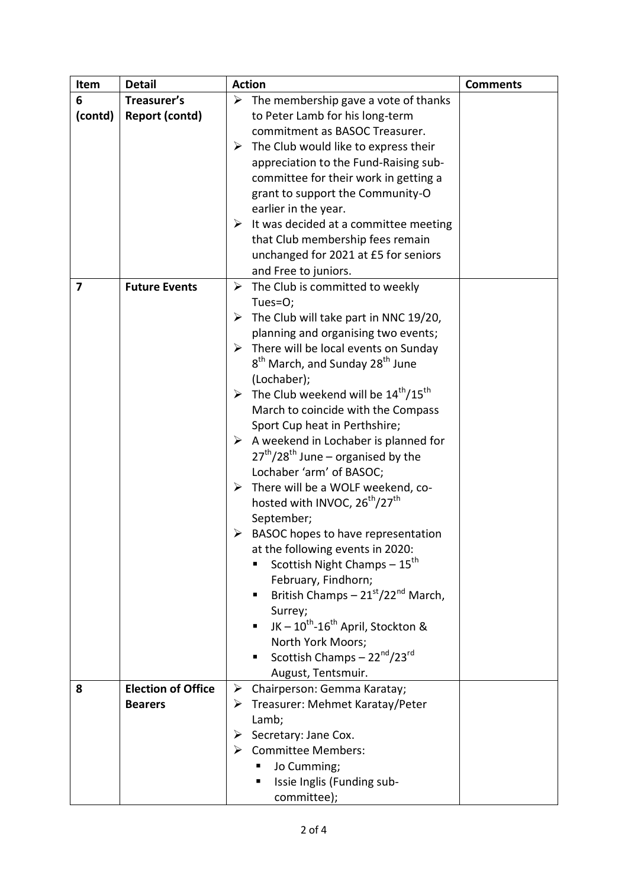| Item | Detail | Action | Comments |
|---|---|---|---|
| 6 (contd) | **Treasurer's Report (contd)** | ➢ The membership gave a vote of thanks to Peter Lamb for his long-term commitment as BASOC Treasurer.<br>➢ The Club would like to express their appreciation to the Fund-Raising sub-committee for their work in getting a grant to support the Community-O earlier in the year.<br>➢ It was decided at a committee meeting that Club membership fees remain unchanged for 2021 at £5 for seniors and Free to juniors. | |
| **7** | **Future Events** | ➢ The Club is committed to weekly Tues=O;<br>➢ The Club will take part in NNC 19/20, planning and organising two events;<br>➢ There will be local events on Sunday 8th March, and Sunday 28th June (Lochaber);<br>➢ The Club weekend will be 14th/15th March to coincide with the Compass Sport Cup heat in Perthshire;<br>➢ A weekend in Lochaber is planned for 27th/28th June – organised by the Lochaber 'arm' of BASOC;<br>➢ There will be a WOLF weekend, co-hosted with INVOC, 26th/27th September;<br>➢ BASOC hopes to have representation at the following events in 2020:<br>&nbsp;&nbsp;▪ Scottish Night Champs – 15th February, Findhorn;<br>&nbsp;&nbsp;▪ British Champs – 21st/22nd March, Surrey;<br>&nbsp;&nbsp;▪ JK – 10th-16th April, Stockton & North York Moors;<br>&nbsp;&nbsp;▪ Scottish Champs – 22nd/23rd August, Tentsmuir. | |
| **8** | **Election of Office Bearers** | ➢ Chairperson: Gemma Karatay;<br>➢ Treasurer: Mehmet Karatay/Peter Lamb;<br>➢ Secretary: Jane Cox.<br>➢ Committee Members:<br>&nbsp;&nbsp;▪ Jo Cumming;<br>&nbsp;&nbsp;▪ Issie Inglis (Funding sub-committee); | |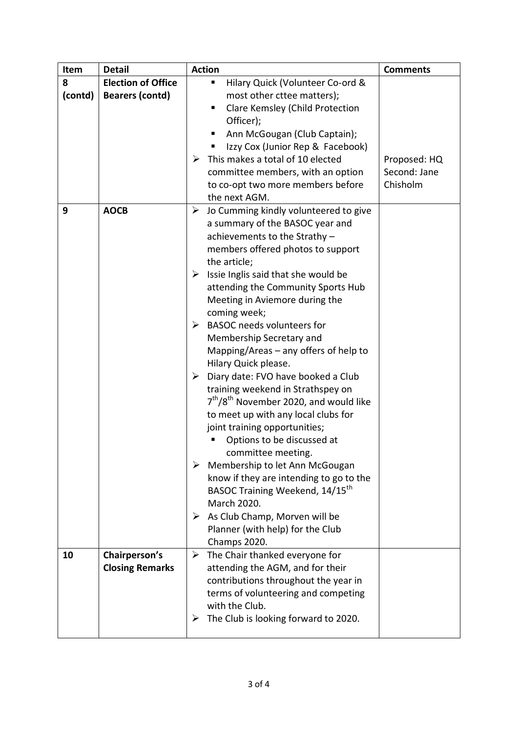| Item | Detail | Action | Comments |
|---|---|---|---|
| 8 (contd) | **Election of Office Bearers (contd)** | ▪ Hilary Quick (Volunteer Co-ord & most other cttee matters);<br>▪ Clare Kemsley (Child Protection Officer);<br>▪ Ann McGougan (Club Captain);<br>▪ Izzy Cox (Junior Rep & Facebook)<br>➢ This makes a total of 10 elected committee members, with an option to co-opt two more members before the next AGM. | Proposed: HQ<br>Second: Jane Chisholm |
| 9 | **AOCB** | ➢ Jo Cumming kindly volunteered to give a summary of the BASOC year and achievements to the Strathy – members offered photos to support the article;<br>➢ Issie Inglis said that she would be attending the Community Sports Hub Meeting in Aviemore during the coming week;<br>➢ BASOC needs volunteers for Membership Secretary and Mapping/Areas – any offers of help to Hilary Quick please.<br>➢ Diary date: FVO have booked a Club training weekend in Strathspey on 7th/8th November 2020, and would like to meet up with any local clubs for joint training opportunities;<br>▪ Options to be discussed at committee meeting.<br>➢ Membership to let Ann McGougan know if they are intending to go to the BASOC Training Weekend, 14/15th March 2020.<br>➢ As Club Champ, Morven will be Planner (with help) for the Club Champs 2020. | |
| 10 | **Chairperson's Closing Remarks** | ➢ The Chair thanked everyone for attending the AGM, and for their contributions throughout the year in terms of volunteering and competing with the Club.<br>➢ The Club is looking forward to 2020. | |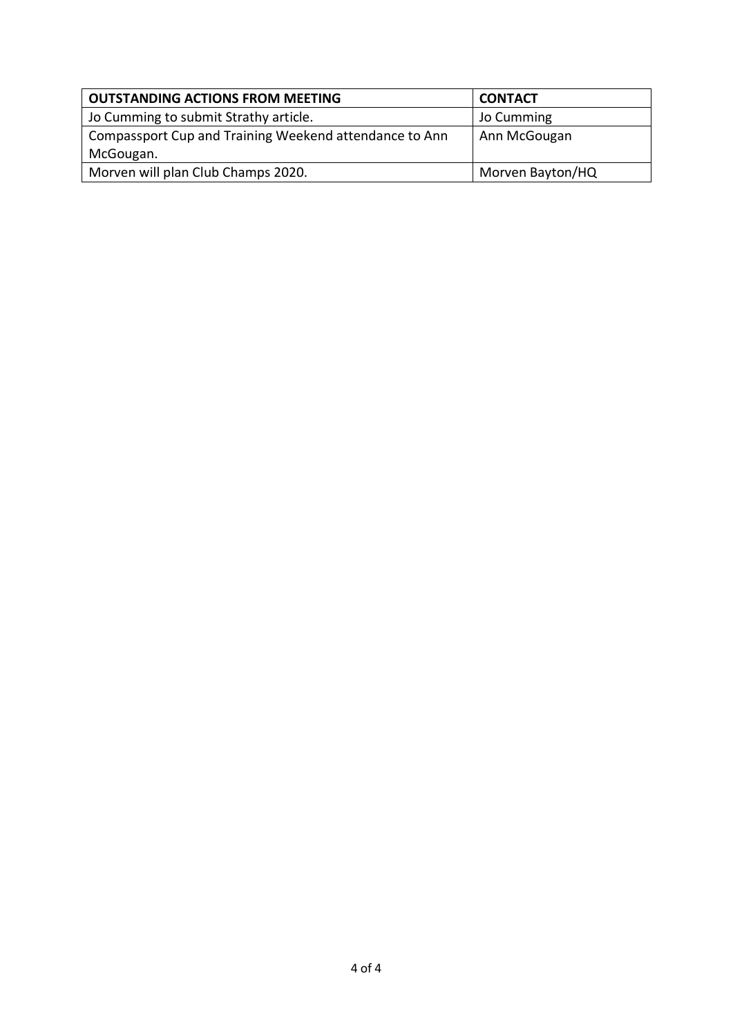| OUTSTANDING ACTIONS FROM MEETING | CONTACT |
| --- | --- |
| Jo Cumming to submit Strathy article. | Jo Cumming |
| Compassport Cup and Training Weekend attendance to Ann McGougan. | Ann McGougan |
| Morven will plan Club Champs 2020. | Morven Bayton/HQ |